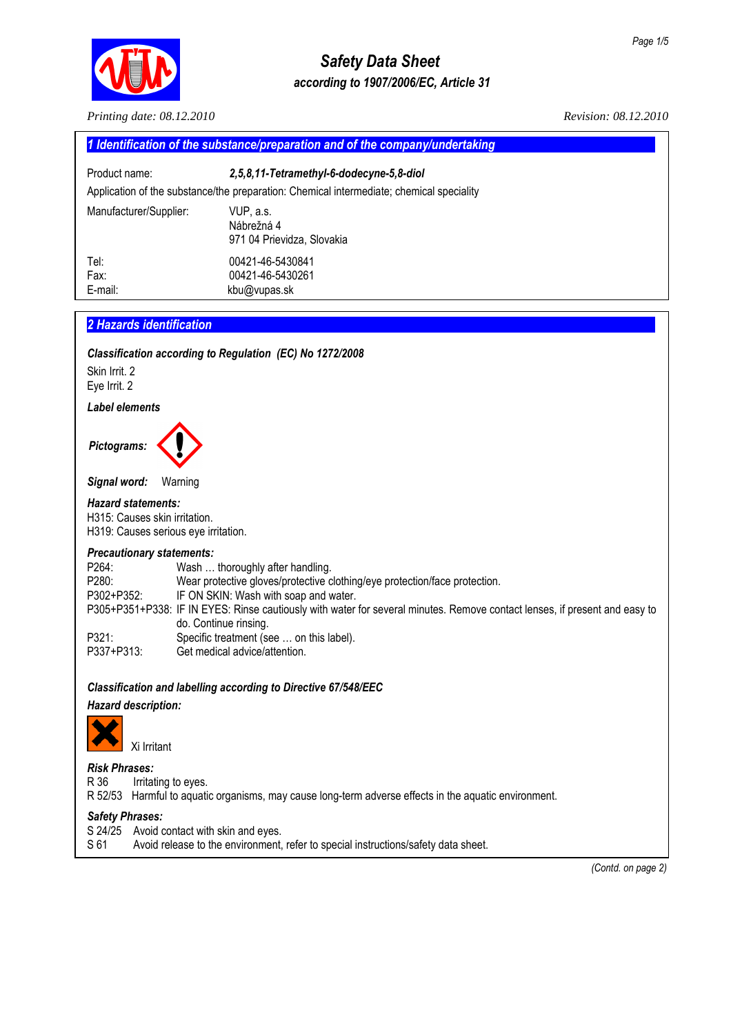# Safety Data Sheet

*according to 1907/2006/EC, Article 31*

*Printing date: 08.12.2010* *Revision: 08.12.2010*

## 1 Identification of the substance/preparation and of the company/undertaking

Product name: ***2,5,8,11-Tetramethyl-6-dodecyne-5,8-diol***

Application of the substance/the preparation: Chemical intermediate; chemical speciality

Manufacturer/Supplier: VUP, a.s.
Nábrežná 4
971 04 Prievidza, Slovakia

Tel: 00421-46-5430841
Fax: 00421-46-5430261
E-mail: kbu@vupas.sk

## 2 Hazards identification

***Classification according to Regulation (EC) No 1272/2008***

Skin Irrit. 2
Eye Irrit. 2

***Label elements***

***Pictograms:***

***Signal word:*** Warning

***Hazard statements:***
H315: Causes skin irritation.
H319: Causes serious eye irritation.

***Precautionary statements:***

P264: Wash … thoroughly after handling.
P280: Wear protective gloves/protective clothing/eye protection/face protection.
P302+P352: IF ON SKIN: Wash with soap and water.
P305+P351+P338: IF IN EYES: Rinse cautiously with water for several minutes. Remove contact lenses, if present and easy to do. Continue rinsing.
P321: Specific treatment (see … on this label).
P337+P313: Get medical advice/attention.

***Classification and labelling according to Directive 67/548/EEC***

***Hazard description:***

Xi Irritant

***Risk Phrases:***
R 36 Irritating to eyes.
R 52/53 Harmful to aquatic organisms, may cause long-term adverse effects in the aquatic environment.

***Safety Phrases:***
S 24/25 Avoid contact with skin and eyes.
S 61 Avoid release to the environment, refer to special instructions/safety data sheet.

*(Contd. on page 2)*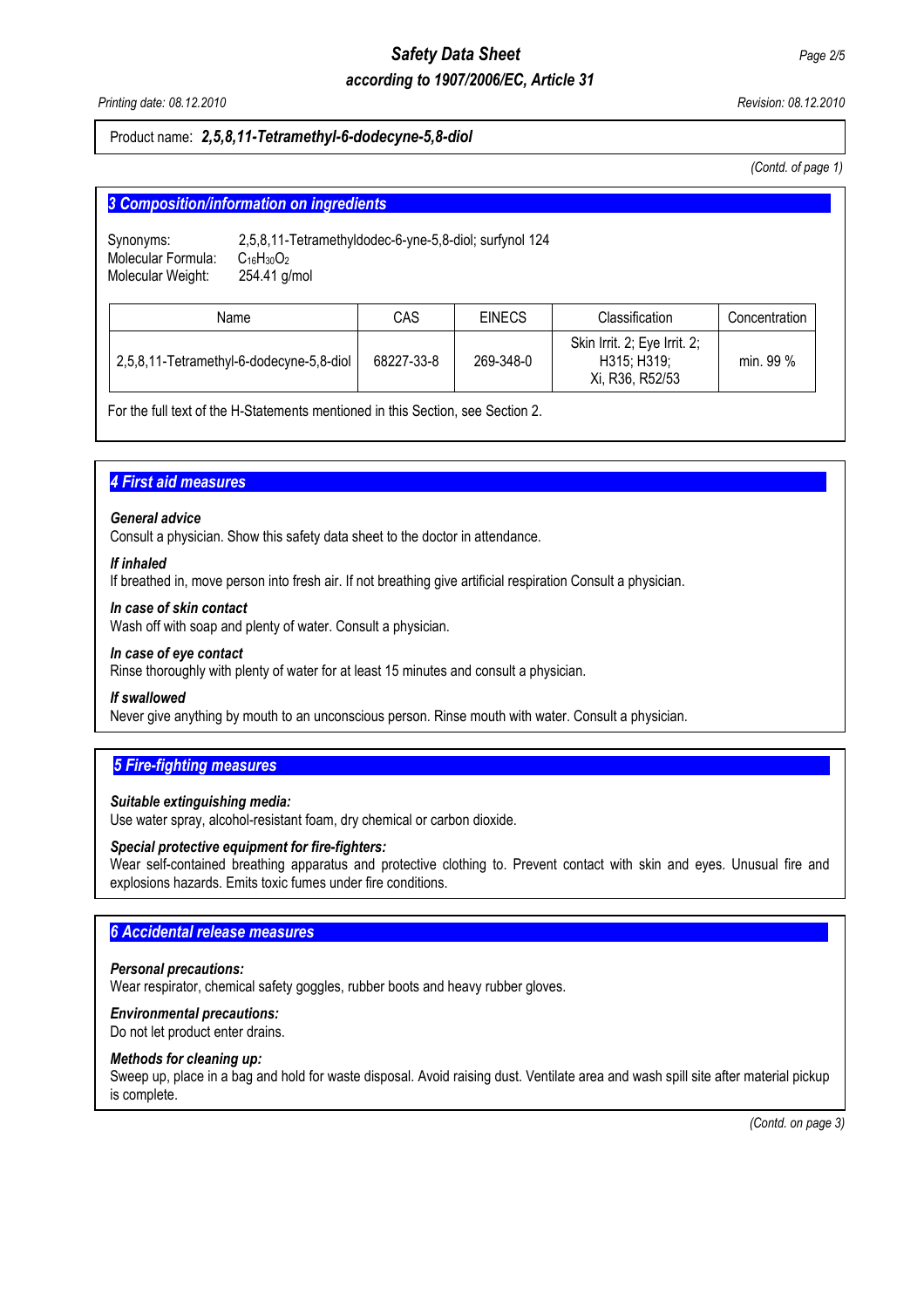Product name: ***2,5,8,11-Tetramethyl-6-dodecyne-5,8-diol***

*(Contd. of page 1)*

## 3 Composition/information on ingredients

Synonyms: 2,5,8,11-Tetramethyldodec-6-yne-5,8-diol; surfynol 124
Molecular Formula: $C_{16}H_{30}O_2$
Molecular Weight: 254.41 g/mol

| Name | CAS | EINECS | Classification | Concentration |
|---|---|---|---|---|
| 2,5,8,11-Tetramethyl-6-dodecyne-5,8-diol | 68227-33-8 | 269-348-0 | Skin Irrit. 2; Eye Irrit. 2; H315; H319; Xi, R36, R52/53 | min. 99 % |

For the full text of the H-Statements mentioned in this Section, see Section 2.

## 4 First aid measures

***General advice***
Consult a physician. Show this safety data sheet to the doctor in attendance.

***If inhaled***
If breathed in, move person into fresh air. If not breathing give artificial respiration Consult a physician.

***In case of skin contact***
Wash off with soap and plenty of water. Consult a physician.

***In case of eye contact***
Rinse thoroughly with plenty of water for at least 15 minutes and consult a physician.

***If swallowed***
Never give anything by mouth to an unconscious person. Rinse mouth with water. Consult a physician.

## 5 Fire-fighting measures

***Suitable extinguishing media:***
Use water spray, alcohol-resistant foam, dry chemical or carbon dioxide.

***Special protective equipment for fire-fighters:***
Wear self-contained breathing apparatus and protective clothing to. Prevent contact with skin and eyes. Unusual fire and explosions hazards. Emits toxic fumes under fire conditions.

## 6 Accidental release measures

***Personal precautions:***
Wear respirator, chemical safety goggles, rubber boots and heavy rubber gloves.

***Environmental precautions:***
Do not let product enter drains.

***Methods for cleaning up:***
Sweep up, place in a bag and hold for waste disposal. Avoid raising dust. Ventilate area and wash spill site after material pickup is complete.

*(Contd. on page 3)*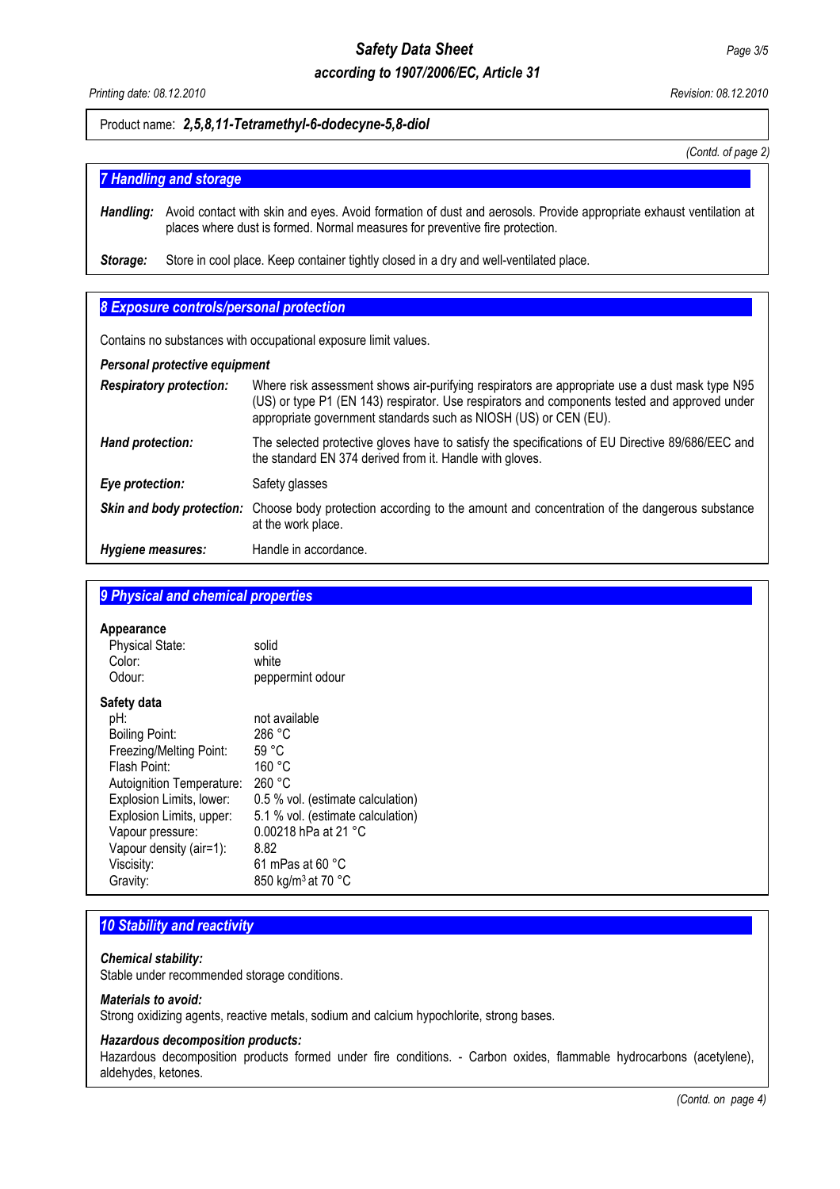Product name: ***2,5,8,11-Tetramethyl-6-dodecyne-5,8-diol***

*(Contd. of page 2)*

## *7 Handling and storage*

***Handling:*** Avoid contact with skin and eyes. Avoid formation of dust and aerosols. Provide appropriate exhaust ventilation at places where dust is formed. Normal measures for preventive fire protection.

***Storage:*** Store in cool place. Keep container tightly closed in a dry and well-ventilated place.

## *8 Exposure controls/personal protection*

Contains no substances with occupational exposure limit values.

***Personal protective equipment***

***Respiratory protection:*** Where risk assessment shows air-purifying respirators are appropriate use a dust mask type N95 (US) or type P1 (EN 143) respirator. Use respirators and components tested and approved under appropriate government standards such as NIOSH (US) or CEN (EU).

***Hand protection:*** The selected protective gloves have to satisfy the specifications of EU Directive 89/686/EEC and the standard EN 374 derived from it. Handle with gloves.

***Eye protection:*** Safety glasses

***Skin and body protection:*** Choose body protection according to the amount and concentration of the dangerous substance at the work place.

***Hygiene measures:*** Handle in accordance.

## *9 Physical and chemical properties*

**Appearance**

| | |
|---|---|
| Physical State: | solid |
| Color: | white |
| Odour: | peppermint odour |

**Safety data**

| | |
|---|---|
| pH: | not available |
| Boiling Point: | 286 °C |
| Freezing/Melting Point: | 59 °C |
| Flash Point: | 160 °C |
| Autoignition Temperature: | 260 °C |
| Explosion Limits, lower: | 0.5 % vol. (estimate calculation) |
| Explosion Limits, upper: | 5.1 % vol. (estimate calculation) |
| Vapour pressure: | 0.00218 hPa at 21 °C |
| Vapour density (air=1): | 8.82 |
| Viscisity: | 61 mPas at 60 °C |
| Gravity: | 850 kg/m³ at 70 °C |

## *10 Stability and reactivity*

***Chemical stability:***
Stable under recommended storage conditions.

***Materials to avoid:***
Strong oxidizing agents, reactive metals, sodium and calcium hypochlorite, strong bases.

***Hazardous decomposition products:***
Hazardous decomposition products formed under fire conditions. - Carbon oxides, flammable hydrocarbons (acetylene), aldehydes, ketones.

*(Contd. on page 4)*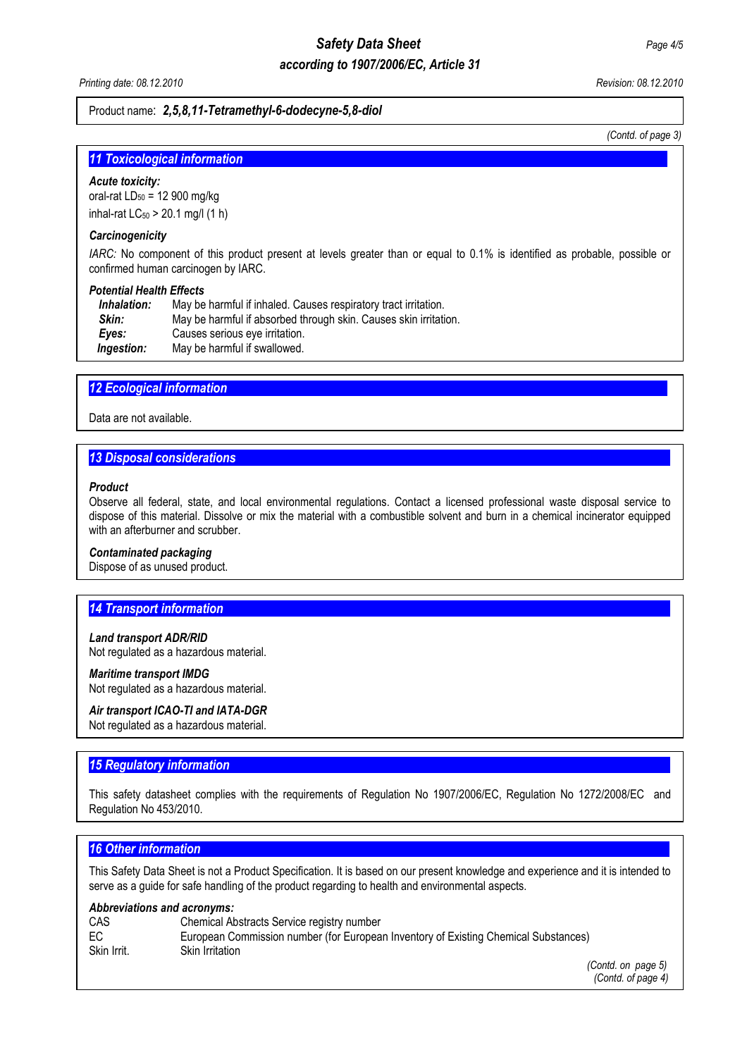Product name: ***2,5,8,11-Tetramethyl-6-dodecyne-5,8-diol***

*(Contd. of page 3)*

## 11 Toxicological information

***Acute toxicity:***

oral-rat $LD_{50}$ = 12 900 mg/kg

inhal-rat $LC_{50}$ > 20.1 mg/l (1 h)

***Carcinogenicity***

*IARC:* No component of this product present at levels greater than or equal to 0.1% is identified as probable, possible or confirmed human carcinogen by IARC.

***Potential Health Effects***

| | |
|---|---|
| ***Inhalation:*** | May be harmful if inhaled. Causes respiratory tract irritation. |
| ***Skin:*** | May be harmful if absorbed through skin. Causes skin irritation. |
| ***Eyes:*** | Causes serious eye irritation. |
| ***Ingestion:*** | May be harmful if swallowed. |

## 12 Ecological information

Data are not available.

## 13 Disposal considerations

***Product***

Observe all federal, state, and local environmental regulations. Contact a licensed professional waste disposal service to dispose of this material. Dissolve or mix the material with a combustible solvent and burn in a chemical incinerator equipped with an afterburner and scrubber.

***Contaminated packaging***

Dispose of as unused product.

## 14 Transport information

***Land transport ADR/RID***

Not regulated as a hazardous material.

***Maritime transport IMDG***

Not regulated as a hazardous material.

***Air transport ICAO-TI and IATA-DGR***

Not regulated as a hazardous material.

## 15 Regulatory information

This safety datasheet complies with the requirements of Regulation No 1907/2006/EC, Regulation No 1272/2008/EC and Regulation No 453/2010.

## 16 Other information

This Safety Data Sheet is not a Product Specification. It is based on our present knowledge and experience and it is intended to serve as a guide for safe handling of the product regarding to health and environmental aspects.

***Abbreviations and acronyms:***

| | |
|---|---|
| CAS | Chemical Abstracts Service registry number |
| EC | European Commission number (for European Inventory of Existing Chemical Substances) |
| Skin Irrit. | Skin Irritation |

*(Contd. on page 5)*
*(Contd. of page 4)*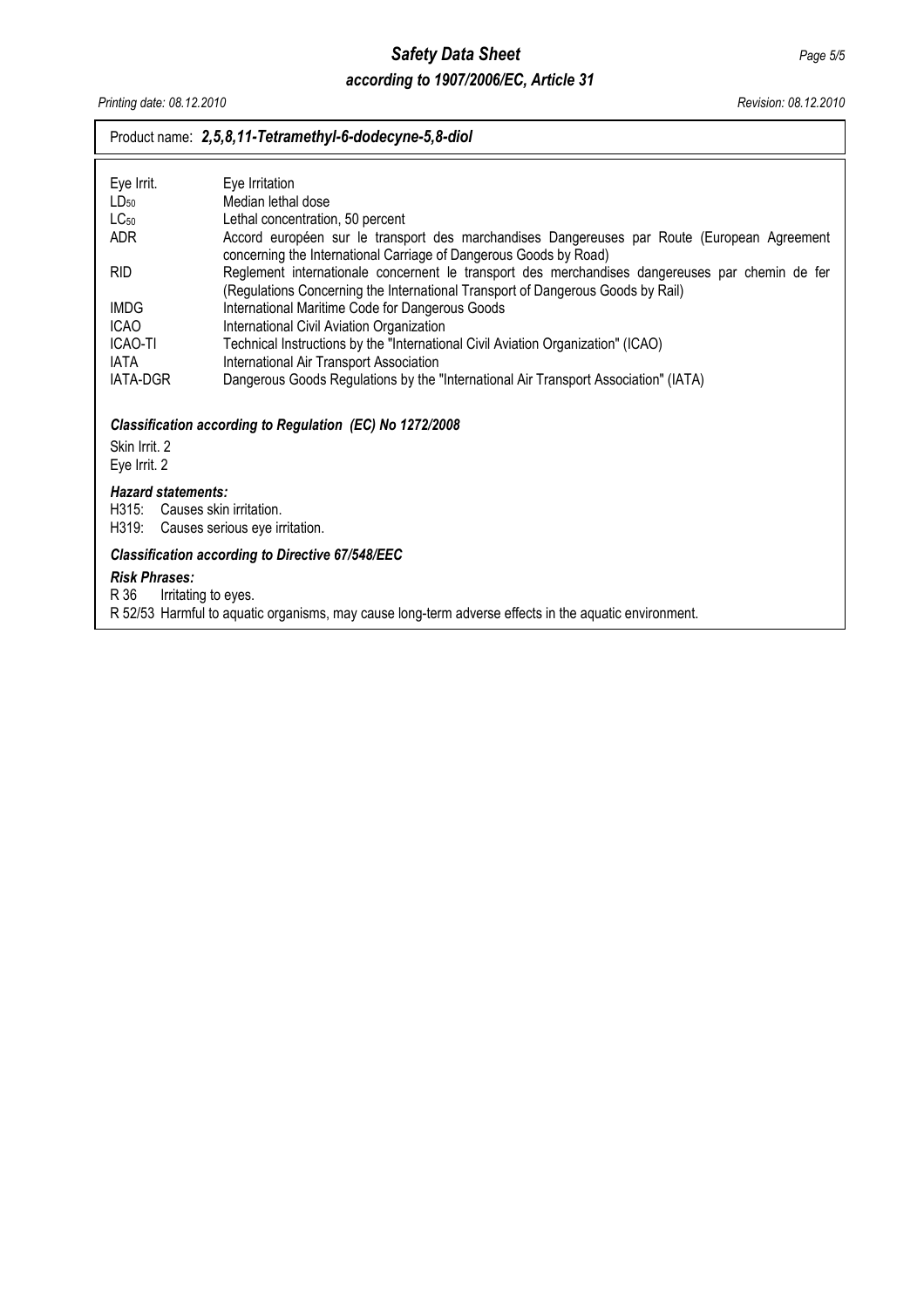Product name: ***2,5,8,11-Tetramethyl-6-dodecyne-5,8-diol***

| | |
|---|---|
| Eye Irrit. | Eye Irritation |
| $LD_{50}$ | Median lethal dose |
| $LC_{50}$ | Lethal concentration, 50 percent |
| ADR | Accord européen sur le transport des marchandises Dangereuses par Route (European Agreement concerning the International Carriage of Dangerous Goods by Road) |
| RID | Reglement internationale concernent le transport des merchandises dangereuses par chemin de fer (Regulations Concerning the International Transport of Dangerous Goods by Rail) |
| IMDG | International Maritime Code for Dangerous Goods |
| ICAO | International Civil Aviation Organization |
| ICAO-TI | Technical Instructions by the "International Civil Aviation Organization" (ICAO) |
| IATA | International Air Transport Association |
| IATA-DGR | Dangerous Goods Regulations by the "International Air Transport Association" (IATA) |

***Classification according to Regulation (EC) No 1272/2008***

Skin Irrit. 2
Eye Irrit. 2

***Hazard statements:***

H315: Causes skin irritation.
H319: Causes serious eye irritation.

***Classification according to Directive 67/548/EEC***

***Risk Phrases:***

R 36 Irritating to eyes.
R 52/53 Harmful to aquatic organisms, may cause long-term adverse effects in the aquatic environment.